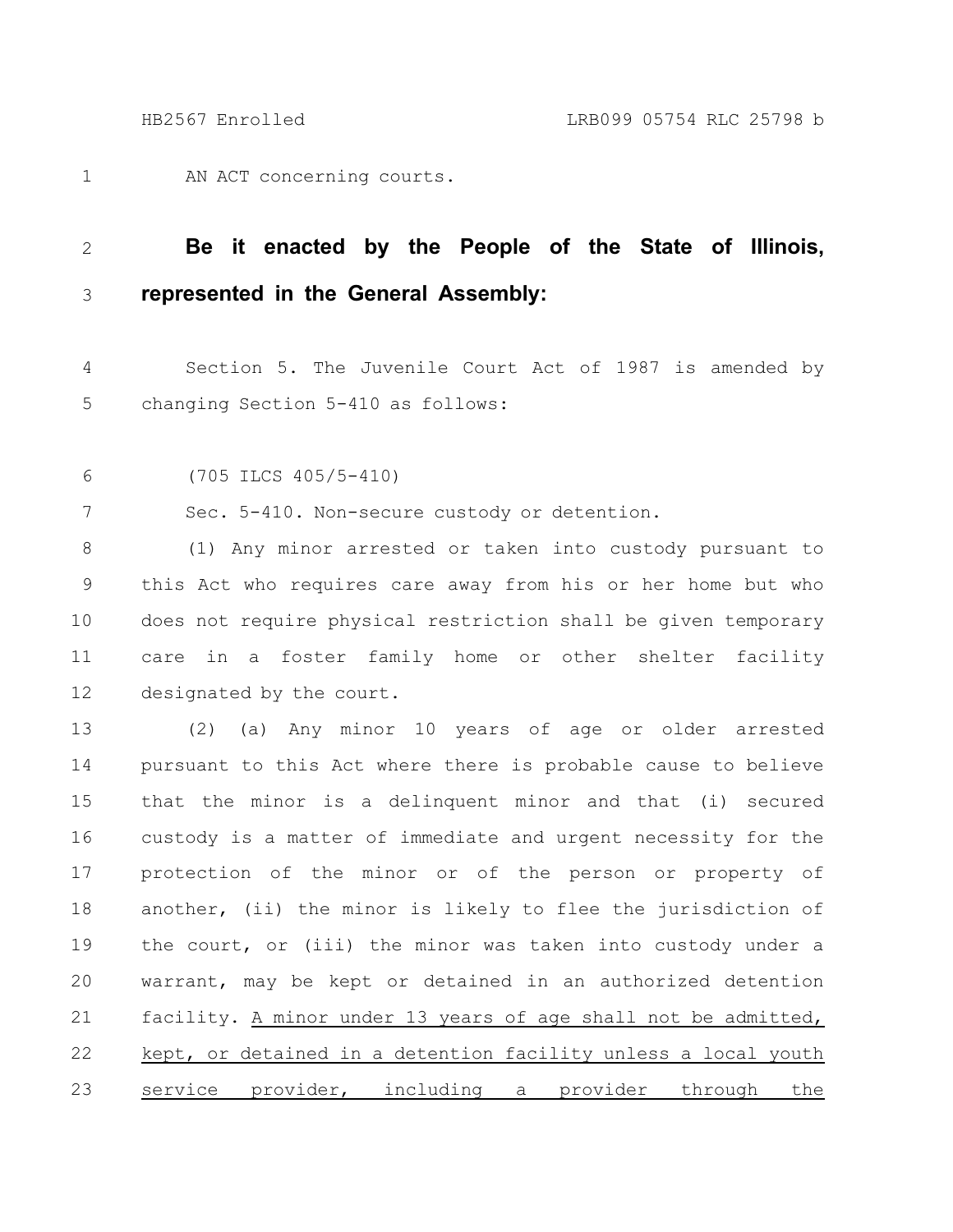AN ACT concerning courts.

**Be it enacted by the People of the State of Illinois, represented in the General Assembly:**

Section 5. The Juvenile Court Act of 1987 is amended by changing Section 5-410 as follows:

(705 ILCS 405/5-410)

Sec. 5-410. Non-secure custody or detention.

(1) Any minor arrested or taken into custody pursuant to this Act who requires care away from his or her home but who does not require physical restriction shall be given temporary care in a foster family home or other shelter facility designated by the court.

(2) (a) Any minor 10 years of age or older arrested pursuant to this Act where there is probable cause to believe that the minor is a delinquent minor and that (i) secured custody is a matter of immediate and urgent necessity for the protection of the minor or of the person or property of another, (ii) the minor is likely to flee the jurisdiction of the court, or (iii) the minor was taken into custody under a warrant, may be kept or detained in an authorized detention facility. <u>A minor under 13 years of age shall not be admitted, kept, or detained in a detention facility unless a local youth service provider, including a provider through the</u>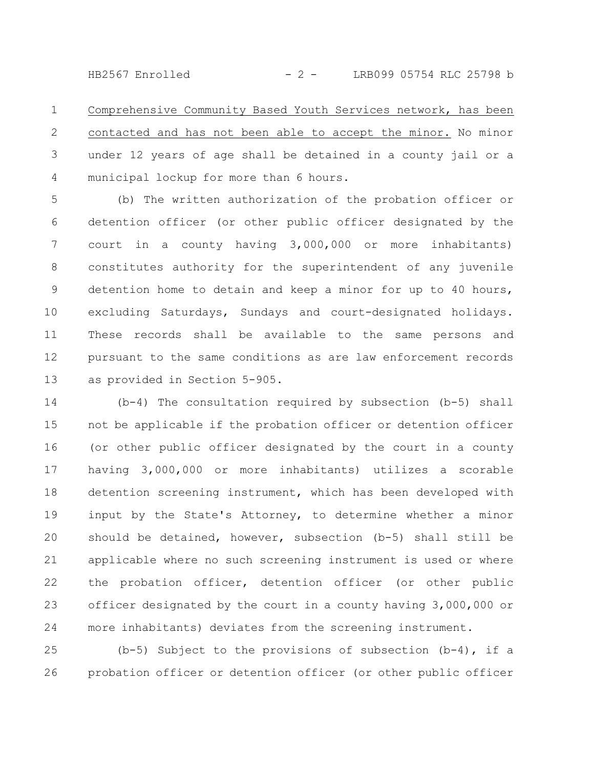Comprehensive Community Based Youth Services network, has been contacted and has not been able to accept the minor. No minor under 12 years of age shall be detained in a county jail or a municipal lockup for more than 6 hours.

(b) The written authorization of the probation officer or detention officer (or other public officer designated by the court in a county having 3,000,000 or more inhabitants) constitutes authority for the superintendent of any juvenile detention home to detain and keep a minor for up to 40 hours, excluding Saturdays, Sundays and court-designated holidays. These records shall be available to the same persons and pursuant to the same conditions as are law enforcement records as provided in Section 5-905.

(b-4) The consultation required by subsection (b-5) shall not be applicable if the probation officer or detention officer (or other public officer designated by the court in a county having 3,000,000 or more inhabitants) utilizes a scorable detention screening instrument, which has been developed with input by the State's Attorney, to determine whether a minor should be detained, however, subsection (b-5) shall still be applicable where no such screening instrument is used or where the probation officer, detention officer (or other public officer designated by the court in a county having 3,000,000 or more inhabitants) deviates from the screening instrument.

(b-5) Subject to the provisions of subsection (b-4), if a probation officer or detention officer (or other public officer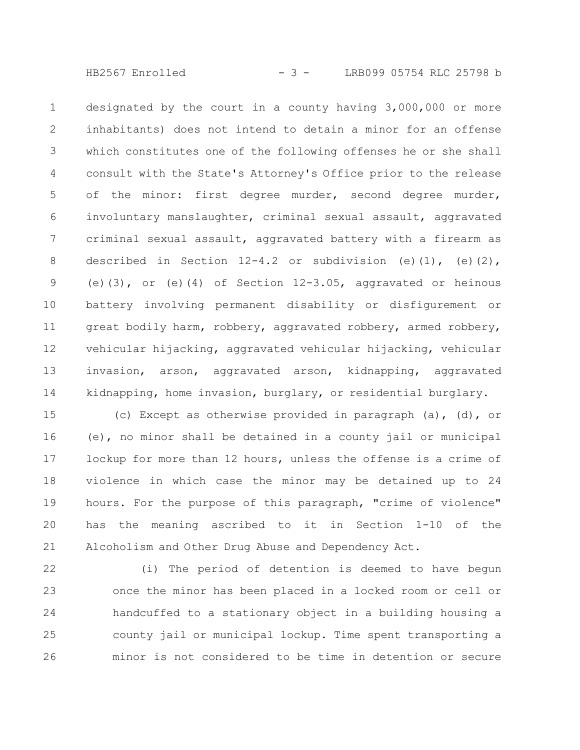designated by the court in a county having 3,000,000 or more inhabitants) does not intend to detain a minor for an offense which constitutes one of the following offenses he or she shall consult with the State's Attorney's Office prior to the release of the minor: first degree murder, second degree murder, involuntary manslaughter, criminal sexual assault, aggravated criminal sexual assault, aggravated battery with a firearm as described in Section 12-4.2 or subdivision (e)(1), (e)(2), (e)(3), or (e)(4) of Section 12-3.05, aggravated or heinous battery involving permanent disability or disfigurement or great bodily harm, robbery, aggravated robbery, armed robbery, vehicular hijacking, aggravated vehicular hijacking, vehicular invasion, arson, aggravated arson, kidnapping, aggravated kidnapping, home invasion, burglary, or residential burglary.

(c) Except as otherwise provided in paragraph (a), (d), or (e), no minor shall be detained in a county jail or municipal lockup for more than 12 hours, unless the offense is a crime of violence in which case the minor may be detained up to 24 hours. For the purpose of this paragraph, "crime of violence" has the meaning ascribed to it in Section 1-10 of the Alcoholism and Other Drug Abuse and Dependency Act.

(i) The period of detention is deemed to have begun once the minor has been placed in a locked room or cell or handcuffed to a stationary object in a building housing a county jail or municipal lockup. Time spent transporting a minor is not considered to be time in detention or secure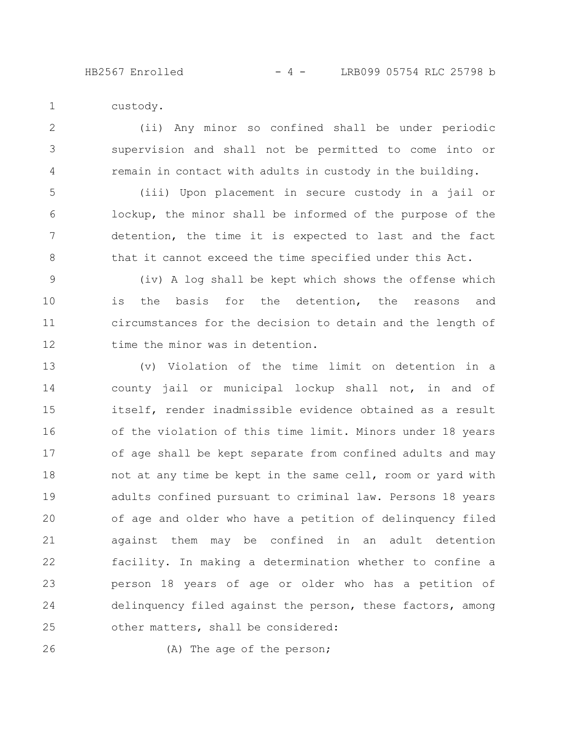custody.

(ii) Any minor so confined shall be under periodic supervision and shall not be permitted to come into or remain in contact with adults in custody in the building.

(iii) Upon placement in secure custody in a jail or lockup, the minor shall be informed of the purpose of the detention, the time it is expected to last and the fact that it cannot exceed the time specified under this Act.

(iv) A log shall be kept which shows the offense which is the basis for the detention, the reasons and circumstances for the decision to detain and the length of time the minor was in detention.

(v) Violation of the time limit on detention in a county jail or municipal lockup shall not, in and of itself, render inadmissible evidence obtained as a result of the violation of this time limit. Minors under 18 years of age shall be kept separate from confined adults and may not at any time be kept in the same cell, room or yard with adults confined pursuant to criminal law. Persons 18 years of age and older who have a petition of delinquency filed against them may be confined in an adult detention facility. In making a determination whether to confine a person 18 years of age or older who has a petition of delinquency filed against the person, these factors, among other matters, shall be considered:

(A) The age of the person;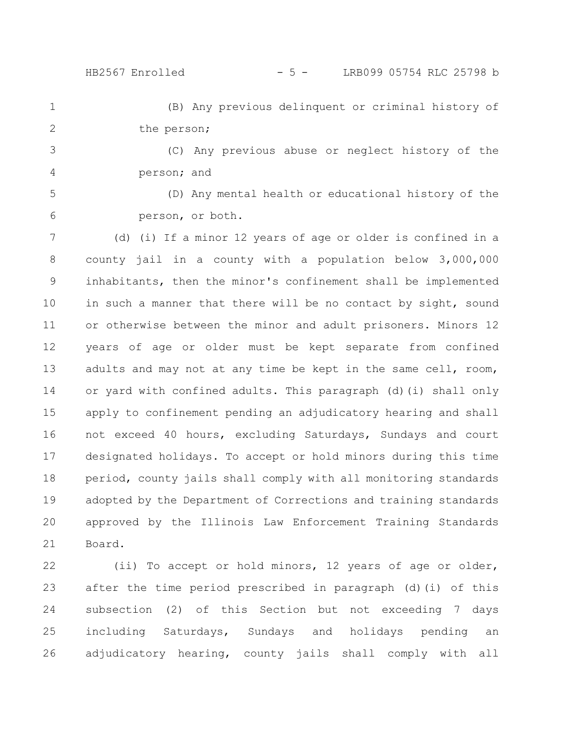(B) Any previous delinquent or criminal history of the person;

(C) Any previous abuse or neglect history of the person; and

(D) Any mental health or educational history of the person, or both.

(d) (i) If a minor 12 years of age or older is confined in a county jail in a county with a population below 3,000,000 inhabitants, then the minor's confinement shall be implemented in such a manner that there will be no contact by sight, sound or otherwise between the minor and adult prisoners. Minors 12 years of age or older must be kept separate from confined adults and may not at any time be kept in the same cell, room, or yard with confined adults. This paragraph (d)(i) shall only apply to confinement pending an adjudicatory hearing and shall not exceed 40 hours, excluding Saturdays, Sundays and court designated holidays. To accept or hold minors during this time period, county jails shall comply with all monitoring standards adopted by the Department of Corrections and training standards approved by the Illinois Law Enforcement Training Standards Board.

(ii) To accept or hold minors, 12 years of age or older, after the time period prescribed in paragraph (d)(i) of this subsection (2) of this Section but not exceeding 7 days including Saturdays, Sundays and holidays pending an adjudicatory hearing, county jails shall comply with all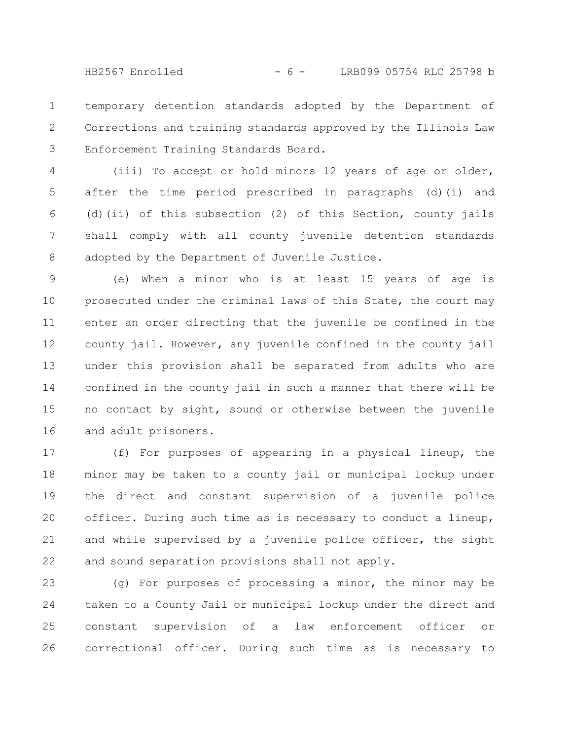temporary detention standards adopted by the Department of Corrections and training standards approved by the Illinois Law Enforcement Training Standards Board.

(iii) To accept or hold minors 12 years of age or older, after the time period prescribed in paragraphs (d)(i) and (d)(ii) of this subsection (2) of this Section, county jails shall comply with all county juvenile detention standards adopted by the Department of Juvenile Justice.

(e) When a minor who is at least 15 years of age is prosecuted under the criminal laws of this State, the court may enter an order directing that the juvenile be confined in the county jail. However, any juvenile confined in the county jail under this provision shall be separated from adults who are confined in the county jail in such a manner that there will be no contact by sight, sound or otherwise between the juvenile and adult prisoners.

(f) For purposes of appearing in a physical lineup, the minor may be taken to a county jail or municipal lockup under the direct and constant supervision of a juvenile police officer. During such time as is necessary to conduct a lineup, and while supervised by a juvenile police officer, the sight and sound separation provisions shall not apply.

(g) For purposes of processing a minor, the minor may be taken to a County Jail or municipal lockup under the direct and constant supervision of a law enforcement officer or correctional officer. During such time as is necessary to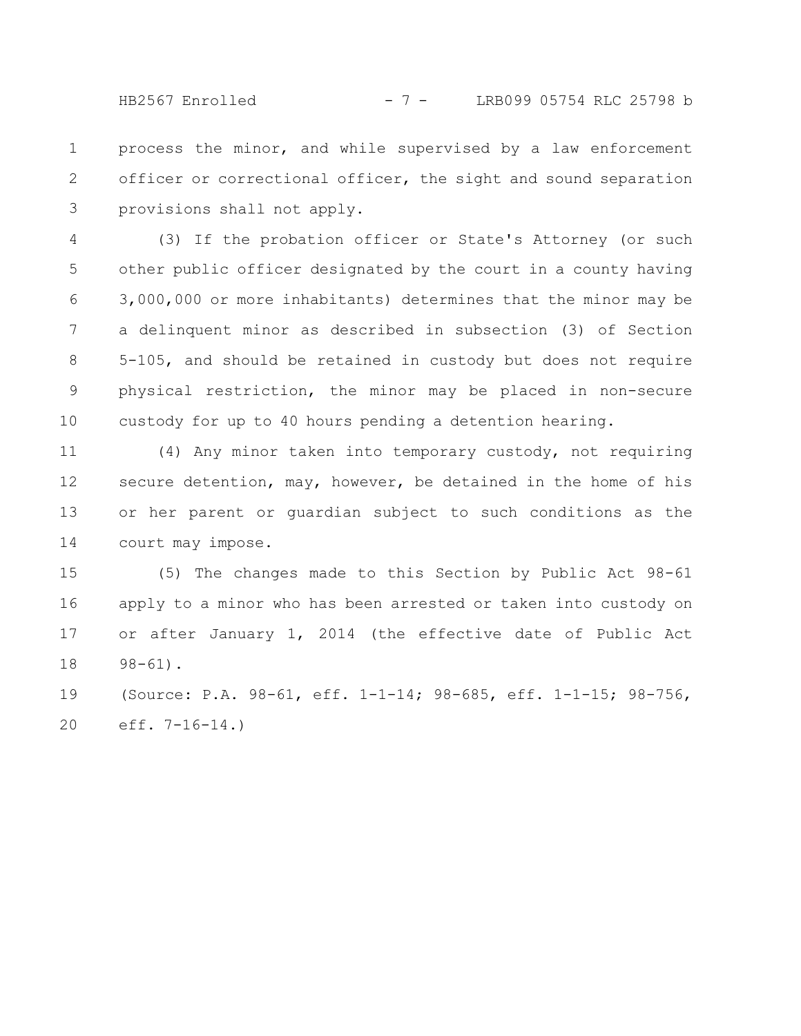process the minor, and while supervised by a law enforcement officer or correctional officer, the sight and sound separation provisions shall not apply.

(3) If the probation officer or State's Attorney (or such other public officer designated by the court in a county having 3,000,000 or more inhabitants) determines that the minor may be a delinquent minor as described in subsection (3) of Section 5-105, and should be retained in custody but does not require physical restriction, the minor may be placed in non-secure custody for up to 40 hours pending a detention hearing.

(4) Any minor taken into temporary custody, not requiring secure detention, may, however, be detained in the home of his or her parent or guardian subject to such conditions as the court may impose.

(5) The changes made to this Section by Public Act 98-61 apply to a minor who has been arrested or taken into custody on or after January 1, 2014 (the effective date of Public Act 98-61).

(Source: P.A. 98-61, eff. 1-1-14; 98-685, eff. 1-1-15; 98-756, eff. 7-16-14.)